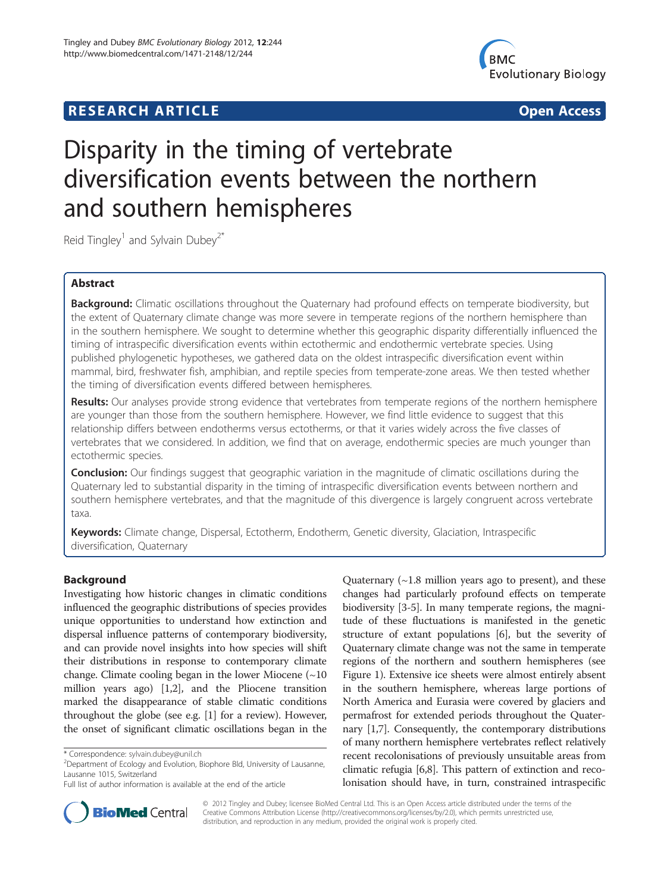# RESEARCH ARTICLE

**Open Access**

# Disparity in the timing of vertebrate diversification events between the northern and southern hemispheres

Reid Tingley[1] and Sylvain Dubey[2*]

## Abstract

**Background:** Climatic oscillations throughout the Quaternary had profound effects on temperate biodiversity, but the extent of Quaternary climate change was more severe in temperate regions of the northern hemisphere than in the southern hemisphere. We sought to determine whether this geographic disparity differentially influenced the timing of intraspecific diversification events within ectothermic and endothermic vertebrate species. Using published phylogenetic hypotheses, we gathered data on the oldest intraspecific diversification event within mammal, bird, freshwater fish, amphibian, and reptile species from temperate-zone areas. We then tested whether the timing of diversification events differed between hemispheres.

**Results:** Our analyses provide strong evidence that vertebrates from temperate regions of the northern hemisphere are younger than those from the southern hemisphere. However, we find little evidence to suggest that this relationship differs between endotherms versus ectotherms, or that it varies widely across the five classes of vertebrates that we considered. In addition, we find that on average, endothermic species are much younger than ectothermic species.

**Conclusion:** Our findings suggest that geographic variation in the magnitude of climatic oscillations during the Quaternary led to substantial disparity in the timing of intraspecific diversification events between northern and southern hemisphere vertebrates, and that the magnitude of this divergence is largely congruent across vertebrate taxa.

**Keywords:** Climate change, Dispersal, Ectotherm, Endotherm, Genetic diversity, Glaciation, Intraspecific diversification, Quaternary

## Background

Investigating how historic changes in climatic conditions influenced the geographic distributions of species provides unique opportunities to understand how extinction and dispersal influence patterns of contemporary biodiversity, and can provide novel insights into how species will shift their distributions in response to contemporary climate change. Climate cooling began in the lower Miocene (~10 million years ago) [1,2], and the Pliocene transition marked the disappearance of stable climatic conditions throughout the globe (see e.g. [1] for a review). However, the onset of significant climatic oscillations began in the Quaternary (~1.8 million years ago to present), and these changes had particularly profound effects on temperate biodiversity [3-5]. In many temperate regions, the magnitude of these fluctuations is manifested in the genetic structure of extant populations [6], but the severity of Quaternary climate change was not the same in temperate regions of the northern and southern hemispheres (see Figure 1). Extensive ice sheets were almost entirely absent in the southern hemisphere, whereas large portions of North America and Eurasia were covered by glaciers and permafrost for extended periods throughout the Quaternary [1,7]. Consequently, the contemporary distributions of many northern hemisphere vertebrates reflect relatively recent recolonisations of previously unsuitable areas from climatic refugia [6,8]. This pattern of extinction and recolonisation should have, in turn, constrained intraspecific

\* Correspondence: sylvain.dubey@unil.ch
[2]Department of Ecology and Evolution, Biophore Bld, University of Lausanne, Lausanne 1015, Switzerland
Full list of author information is available at the end of the article

© 2012 Tingley and Dubey; licensee BioMed Central Ltd. This is an Open Access article distributed under the terms of the Creative Commons Attribution License (http://creativecommons.org/licenses/by/2.0), which permits unrestricted use, distribution, and reproduction in any medium, provided the original work is properly cited.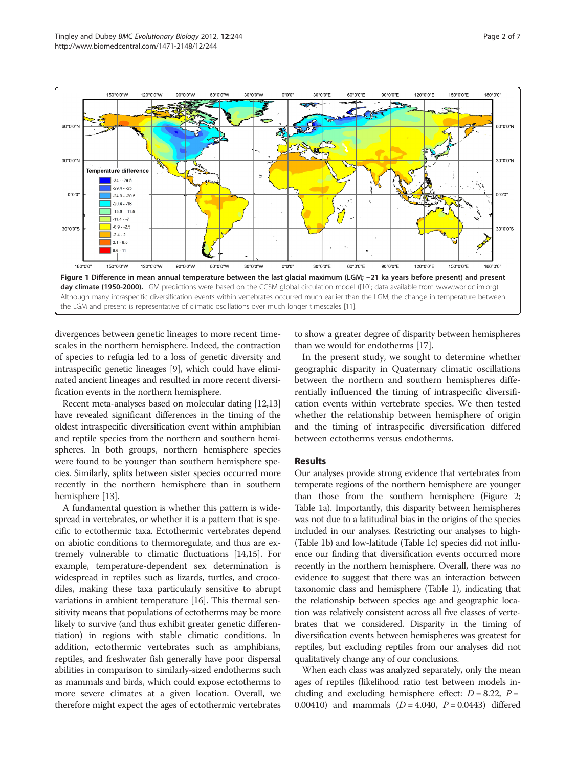**Figure 1 Difference in mean annual temperature between the last glacial maximum (LGM; ~21 ka years before present) and present day climate (1950-2000).** LGM predictions were based on the CCSM global circulation model ([10]; data available from www.worldclim.org). Although many intraspecific diversification events within vertebrates occurred much earlier than the LGM, the change in temperature between the LGM and present is representative of climatic oscillations over much longer timescales [11].

divergences between genetic lineages to more recent timescales in the northern hemisphere. Indeed, the contraction of species to refugia led to a loss of genetic diversity and intraspecific genetic lineages [9], which could have eliminated ancient lineages and resulted in more recent diversification events in the northern hemisphere.

Recent meta-analyses based on molecular dating [12,13] have revealed significant differences in the timing of the oldest intraspecific diversification event within amphibian and reptile species from the northern and southern hemispheres. In both groups, northern hemisphere species were found to be younger than southern hemisphere species. Similarly, splits between sister species occurred more recently in the northern hemisphere than in southern hemisphere [13].

A fundamental question is whether this pattern is widespread in vertebrates, or whether it is a pattern that is specific to ectothermic taxa. Ectothermic vertebrates depend on abiotic conditions to thermoregulate, and thus are extremely vulnerable to climatic fluctuations [14,15]. For example, temperature-dependent sex determination is widespread in reptiles such as lizards, turtles, and crocodiles, making these taxa particularly sensitive to abrupt variations in ambient temperature [16]. This thermal sensitivity means that populations of ectotherms may be more likely to survive (and thus exhibit greater genetic differentiation) in regions with stable climatic conditions. In addition, ectothermic vertebrates such as amphibians, reptiles, and freshwater fish generally have poor dispersal abilities in comparison to similarly-sized endotherms such as mammals and birds, which could expose ectotherms to more severe climates at a given location. Overall, we therefore might expect the ages of ectothermic vertebrates to show a greater degree of disparity between hemispheres than we would for endotherms [17].

In the present study, we sought to determine whether geographic disparity in Quaternary climatic oscillations between the northern and southern hemispheres differentially influenced the timing of intraspecific diversification events within vertebrate species. We then tested whether the relationship between hemisphere of origin and the timing of intraspecific diversification differed between ectotherms versus endotherms.

## Results

Our analyses provide strong evidence that vertebrates from temperate regions of the northern hemisphere are younger than those from the southern hemisphere (Figure 2; Table 1a). Importantly, this disparity between hemispheres was not due to a latitudinal bias in the origins of the species included in our analyses. Restricting our analyses to high- (Table 1b) and low-latitude (Table 1c) species did not influence our finding that diversification events occurred more recently in the northern hemisphere. Overall, there was no evidence to suggest that there was an interaction between taxonomic class and hemisphere (Table 1), indicating that the relationship between species age and geographic location was relatively consistent across all five classes of vertebrates that we considered. Disparity in the timing of diversification events between hemispheres was greatest for reptiles, but excluding reptiles from our analyses did not qualitatively change any of our conclusions.

When each class was analyzed separately, only the mean ages of reptiles (likelihood ratio test between models including and excluding hemisphere effect: $D = 8.22$, $P = 0.00410$) and mammals ($D = 4.040$, $P = 0.0443$) differed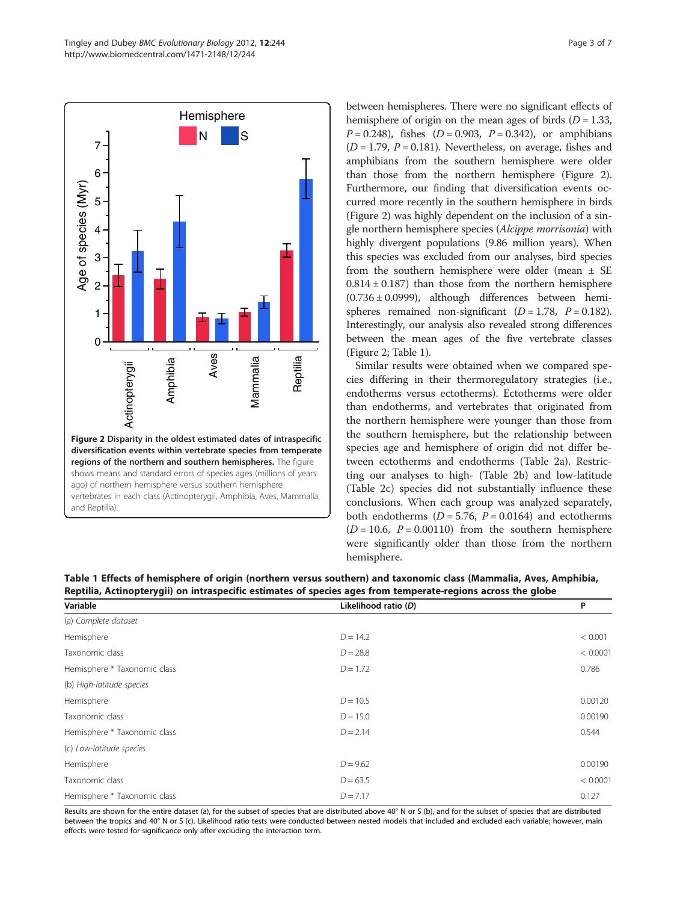**Figure 2 Disparity in the oldest estimated dates of intraspecific diversification events within vertebrate species from temperate regions of the northern and southern hemispheres.** The figure shows means and standard errors of species ages (millions of years ago) of northern hemisphere versus southern hemisphere vertebrates in each class (Actinopterygii, Amphibia, Aves, Mammalia, and Reptilia).

between hemispheres. There were no significant effects of hemisphere of origin on the mean ages of birds ($D = 1.33$, $P = 0.248$), fishes ($D = 0.903$, $P = 0.342$), or amphibians ($D = 1.79$, $P = 0.181$). Nevertheless, on average, fishes and amphibians from the southern hemisphere were older than those from the northern hemisphere (Figure 2). Furthermore, our finding that diversification events occurred more recently in the southern hemisphere in birds (Figure 2) was highly dependent on the inclusion of a single northern hemisphere species (*Alcippe morrisonia*) with highly divergent populations (9.86 million years). When this species was excluded from our analyses, bird species from the southern hemisphere were older (mean ± SE $0.814 \pm 0.187$) than those from the northern hemisphere ($0.736 \pm 0.0999$), although differences between hemispheres remained non-significant ($D = 1.78$, $P = 0.182$). Interestingly, our analysis also revealed strong differences between the mean ages of the five vertebrate classes (Figure 2; Table 1).

Similar results were obtained when we compared species differing in their thermoregulatory strategies (i.e., endotherms versus ectotherms). Ectotherms were older than endotherms, and vertebrates that originated from the northern hemisphere were younger than those from the southern hemisphere, but the relationship between species age and hemisphere of origin did not differ between ectotherms and endotherms (Table 2a). Restricting our analyses to high- (Table 2b) and low-latitude (Table 2c) species did not substantially influence these conclusions. When each group was analyzed separately, both endotherms ($D = 5.76$, $P = 0.0164$) and ectotherms ($D = 10.6$, $P = 0.00110$) from the southern hemisphere were significantly older than those from the northern hemisphere.

**Table 1 Effects of hemisphere of origin (northern versus southern) and taxonomic class (Mammalia, Aves, Amphibia, Reptilia, Actinopterygii) on intraspecific estimates of species ages from temperate-regions across the globe**

| Variable | Likelihood ratio (*D*) | P |
|---|---|---|
| (a) *Complete dataset* | | |
| Hemisphere | $D = 14.2$ | < 0.001 |
| Taxonomic class | $D = 28.8$ | < 0.0001 |
| Hemisphere * Taxonomic class | $D = 1.72$ | 0.786 |
| (b) *High-latitude species* | | |
| Hemisphere | $D = 10.5$ | 0.00120 |
| Taxonomic class | $D = 15.0$ | 0.00190 |
| Hemisphere * Taxonomic class | $D = 2.14$ | 0.544 |
| (c) *Low-latitude species* | | |
| Hemisphere | $D = 9.62$ | 0.00190 |
| Taxonomic class | $D = 63.5$ | < 0.0001 |
| Hemisphere * Taxonomic class | $D = 7.17$ | 0.127 |

Results are shown for the entire dataset (a), for the subset of species that are distributed above 40° N or S (b), and for the subset of species that are distributed between the tropics and 40° N or S (c). Likelihood ratio tests were conducted between nested models that included and excluded each variable; however, main effects were tested for significance only after excluding the interaction term.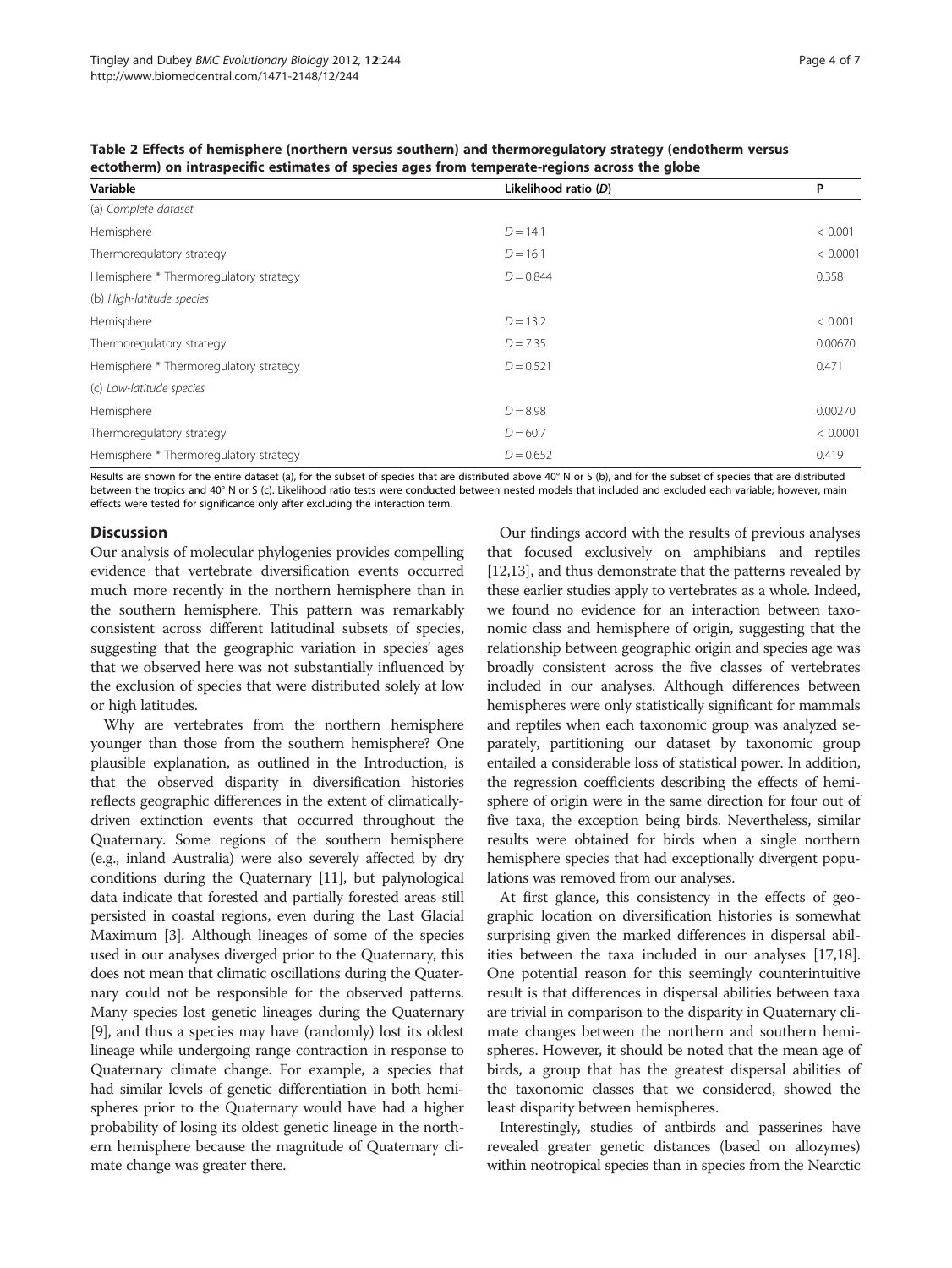**Table 2 Effects of hemisphere (northern versus southern) and thermoregulatory strategy (endotherm versus ectotherm) on intraspecific estimates of species ages from temperate-regions across the globe**

| Variable | Likelihood ratio ($D$) | P |
| --- | --- | --- |
| *(a) Complete dataset* | | |
| Hemisphere | $D = 14.1$ | < 0.001 |
| Thermoregulatory strategy | $D = 16.1$ | < 0.0001 |
| Hemisphere * Thermoregulatory strategy | $D = 0.844$ | 0.358 |
| *(b) High-latitude species* | | |
| Hemisphere | $D = 13.2$ | < 0.001 |
| Thermoregulatory strategy | $D = 7.35$ | 0.00670 |
| Hemisphere * Thermoregulatory strategy | $D = 0.521$ | 0.471 |
| *(c) Low-latitude species* | | |
| Hemisphere | $D = 8.98$ | 0.00270 |
| Thermoregulatory strategy | $D = 60.7$ | < 0.0001 |
| Hemisphere * Thermoregulatory strategy | $D = 0.652$ | 0.419 |

Results are shown for the entire dataset (a), for the subset of species that are distributed above 40° N or S (b), and for the subset of species that are distributed between the tropics and 40° N or S (c). Likelihood ratio tests were conducted between nested models that included and excluded each variable; however, main effects were tested for significance only after excluding the interaction term.

## Discussion

Our analysis of molecular phylogenies provides compelling evidence that vertebrate diversification events occurred much more recently in the northern hemisphere than in the southern hemisphere. This pattern was remarkably consistent across different latitudinal subsets of species, suggesting that the geographic variation in species' ages that we observed here was not substantially influenced by the exclusion of species that were distributed solely at low or high latitudes.

Why are vertebrates from the northern hemisphere younger than those from the southern hemisphere? One plausible explanation, as outlined in the Introduction, is that the observed disparity in diversification histories reflects geographic differences in the extent of climatically-driven extinction events that occurred throughout the Quaternary. Some regions of the southern hemisphere (e.g., inland Australia) were also severely affected by dry conditions during the Quaternary [11], but palynological data indicate that forested and partially forested areas still persisted in coastal regions, even during the Last Glacial Maximum [3]. Although lineages of some of the species used in our analyses diverged prior to the Quaternary, this does not mean that climatic oscillations during the Quaternary could not be responsible for the observed patterns. Many species lost genetic lineages during the Quaternary [9], and thus a species may have (randomly) lost its oldest lineage while undergoing range contraction in response to Quaternary climate change. For example, a species that had similar levels of genetic differentiation in both hemispheres prior to the Quaternary would have had a higher probability of losing its oldest genetic lineage in the northern hemisphere because the magnitude of Quaternary climate change was greater there.

Our findings accord with the results of previous analyses that focused exclusively on amphibians and reptiles [12,13], and thus demonstrate that the patterns revealed by these earlier studies apply to vertebrates as a whole. Indeed, we found no evidence for an interaction between taxonomic class and hemisphere of origin, suggesting that the relationship between geographic origin and species age was broadly consistent across the five classes of vertebrates included in our analyses. Although differences between hemispheres were only statistically significant for mammals and reptiles when each taxonomic group was analyzed separately, partitioning our dataset by taxonomic group entailed a considerable loss of statistical power. In addition, the regression coefficients describing the effects of hemisphere of origin were in the same direction for four out of five taxa, the exception being birds. Nevertheless, similar results were obtained for birds when a single northern hemisphere species that had exceptionally divergent populations was removed from our analyses.

At first glance, this consistency in the effects of geographic location on diversification histories is somewhat surprising given the marked differences in dispersal abilities between the taxa included in our analyses [17,18]. One potential reason for this seemingly counterintuitive result is that differences in dispersal abilities between taxa are trivial in comparison to the disparity in Quaternary climate changes between the northern and southern hemispheres. However, it should be noted that the mean age of birds, a group that has the greatest dispersal abilities of the taxonomic classes that we considered, showed the least disparity between hemispheres.

Interestingly, studies of antbirds and passerines have revealed greater genetic distances (based on allozymes) within neotropical species than in species from the Nearctic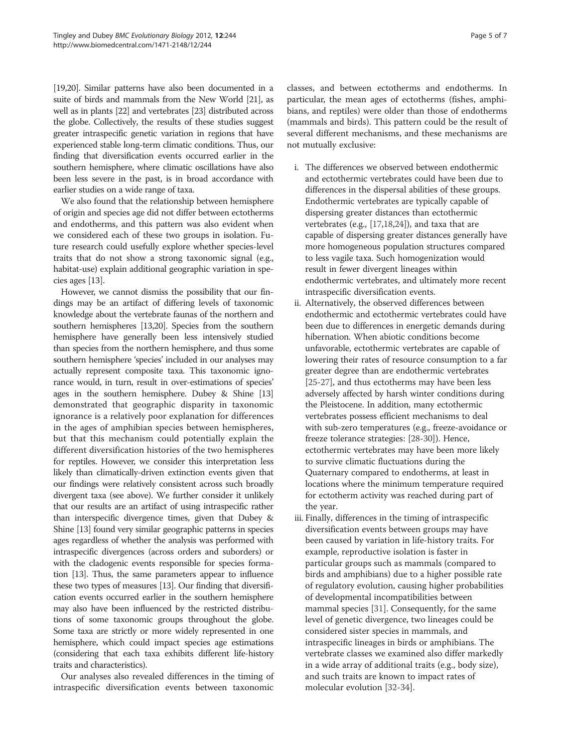[19,20]. Similar patterns have also been documented in a suite of birds and mammals from the New World [21], as well as in plants [22] and vertebrates [23] distributed across the globe. Collectively, the results of these studies suggest greater intraspecific genetic variation in regions that have experienced stable long-term climatic conditions. Thus, our finding that diversification events occurred earlier in the southern hemisphere, where climatic oscillations have also been less severe in the past, is in broad accordance with earlier studies on a wide range of taxa.

We also found that the relationship between hemisphere of origin and species age did not differ between ectotherms and endotherms, and this pattern was also evident when we considered each of these two groups in isolation. Future research could usefully explore whether species-level traits that do not show a strong taxonomic signal (e.g., habitat-use) explain additional geographic variation in species ages [13].

However, we cannot dismiss the possibility that our findings may be an artifact of differing levels of taxonomic knowledge about the vertebrate faunas of the northern and southern hemispheres [13,20]. Species from the southern hemisphere have generally been less intensively studied than species from the northern hemisphere, and thus some southern hemisphere 'species' included in our analyses may actually represent composite taxa. This taxonomic ignorance would, in turn, result in over-estimations of species' ages in the southern hemisphere. Dubey & Shine [13] demonstrated that geographic disparity in taxonomic ignorance is a relatively poor explanation for differences in the ages of amphibian species between hemispheres, but that this mechanism could potentially explain the different diversification histories of the two hemispheres for reptiles. However, we consider this interpretation less likely than climatically-driven extinction events given that our findings were relatively consistent across such broadly divergent taxa (see above). We further consider it unlikely that our results are an artifact of using intraspecific rather than interspecific divergence times, given that Dubey & Shine [13] found very similar geographic patterns in species ages regardless of whether the analysis was performed with intraspecific divergences (across orders and suborders) or with the cladogenic events responsible for species formation [13]. Thus, the same parameters appear to influence these two types of measures [13]. Our finding that diversification events occurred earlier in the southern hemisphere may also have been influenced by the restricted distributions of some taxonomic groups throughout the globe. Some taxa are strictly or more widely represented in one hemisphere, which could impact species age estimations (considering that each taxa exhibits different life-history traits and characteristics).

Our analyses also revealed differences in the timing of intraspecific diversification events between taxonomic classes, and between ectotherms and endotherms. In particular, the mean ages of ectotherms (fishes, amphibians, and reptiles) were older than those of endotherms (mammals and birds). This pattern could be the result of several different mechanisms, and these mechanisms are not mutually exclusive:

i. The differences we observed between endothermic and ectothermic vertebrates could have been due to differences in the dispersal abilities of these groups. Endothermic vertebrates are typically capable of dispersing greater distances than ectothermic vertebrates (e.g., [17,18,24]), and taxa that are capable of dispersing greater distances generally have more homogeneous population structures compared to less vagile taxa. Such homogenization would result in fewer divergent lineages within endothermic vertebrates, and ultimately more recent intraspecific diversification events.
ii. Alternatively, the observed differences between endothermic and ectothermic vertebrates could have been due to differences in energetic demands during hibernation. When abiotic conditions become unfavorable, ectothermic vertebrates are capable of lowering their rates of resource consumption to a far greater degree than are endothermic vertebrates [25-27], and thus ectotherms may have been less adversely affected by harsh winter conditions during the Pleistocene. In addition, many ectothermic vertebrates possess efficient mechanisms to deal with sub-zero temperatures (e.g., freeze-avoidance or freeze tolerance strategies: [28-30]). Hence, ectothermic vertebrates may have been more likely to survive climatic fluctuations during the Quaternary compared to endotherms, at least in locations where the minimum temperature required for ectotherm activity was reached during part of the year.
iii. Finally, differences in the timing of intraspecific diversification events between groups may have been caused by variation in life-history traits. For example, reproductive isolation is faster in particular groups such as mammals (compared to birds and amphibians) due to a higher possible rate of regulatory evolution, causing higher probabilities of developmental incompatibilities between mammal species [31]. Consequently, for the same level of genetic divergence, two lineages could be considered sister species in mammals, and intraspecific lineages in birds or amphibians. The vertebrate classes we examined also differ markedly in a wide array of additional traits (e.g., body size), and such traits are known to impact rates of molecular evolution [32-34].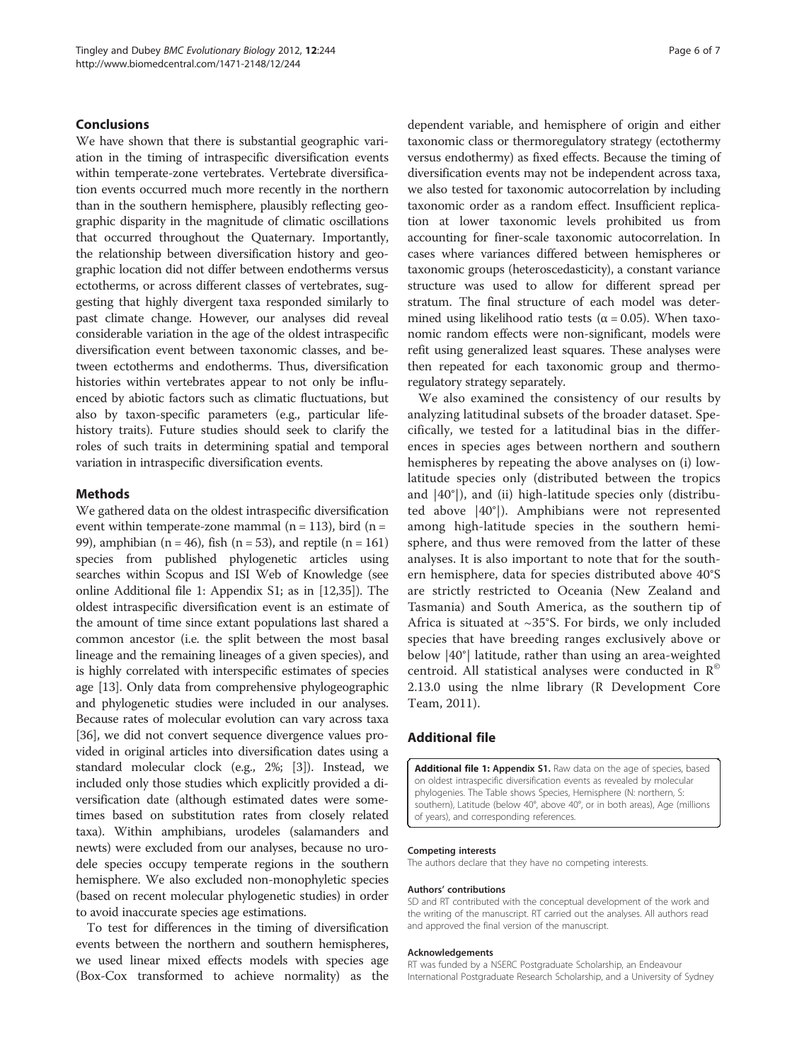## Conclusions

We have shown that there is substantial geographic variation in the timing of intraspecific diversification events within temperate-zone vertebrates. Vertebrate diversification events occurred much more recently in the northern than in the southern hemisphere, plausibly reflecting geographic disparity in the magnitude of climatic oscillations that occurred throughout the Quaternary. Importantly, the relationship between diversification history and geographic location did not differ between endotherms versus ectotherms, or across different classes of vertebrates, suggesting that highly divergent taxa responded similarly to past climate change. However, our analyses did reveal considerable variation in the age of the oldest intraspecific diversification event between taxonomic classes, and between ectotherms and endotherms. Thus, diversification histories within vertebrates appear to not only be influenced by abiotic factors such as climatic fluctuations, but also by taxon-specific parameters (e.g., particular life-history traits). Future studies should seek to clarify the roles of such traits in determining spatial and temporal variation in intraspecific diversification events.

## Methods

We gathered data on the oldest intraspecific diversification event within temperate-zone mammal (n = 113), bird (n = 99), amphibian (n = 46), fish (n = 53), and reptile (n = 161) species from published phylogenetic articles using searches within Scopus and ISI Web of Knowledge (see online Additional file 1: Appendix S1; as in [12,35]). The oldest intraspecific diversification event is an estimate of the amount of time since extant populations last shared a common ancestor (i.e. the split between the most basal lineage and the remaining lineages of a given species), and is highly correlated with interspecific estimates of species age [13]. Only data from comprehensive phylogeographic and phylogenetic studies were included in our analyses. Because rates of molecular evolution can vary across taxa [36], we did not convert sequence divergence values provided in original articles into diversification dates using a standard molecular clock (e.g., 2%; [3]). Instead, we included only those studies which explicitly provided a diversification date (although estimated dates were sometimes based on substitution rates from closely related taxa). Within amphibians, urodeles (salamanders and newts) were excluded from our analyses, because no urodele species occupy temperate regions in the southern hemisphere. We also excluded non-monophyletic species (based on recent molecular phylogenetic studies) in order to avoid inaccurate species age estimations.

To test for differences in the timing of diversification events between the northern and southern hemispheres, we used linear mixed effects models with species age (Box-Cox transformed to achieve normality) as the dependent variable, and hemisphere of origin and either taxonomic class or thermoregulatory strategy (ectothermy versus endothermy) as fixed effects. Because the timing of diversification events may not be independent across taxa, we also tested for taxonomic autocorrelation by including taxonomic order as a random effect. Insufficient replication at lower taxonomic levels prohibited us from accounting for finer-scale taxonomic autocorrelation. In cases where variances differed between hemispheres or taxonomic groups (heteroscedasticity), a constant variance structure was used to allow for different spread per stratum. The final structure of each model was determined using likelihood ratio tests ($\alpha = 0.05$). When taxonomic random effects were non-significant, models were refit using generalized least squares. These analyses were then repeated for each taxonomic group and thermoregulatory strategy separately.

We also examined the consistency of our results by analyzing latitudinal subsets of the broader dataset. Specifically, we tested for a latitudinal bias in the differences in species ages between northern and southern hemispheres by repeating the above analyses on (i) low-latitude species only (distributed between the tropics and |40°|), and (ii) high-latitude species only (distributed above |40°|). Amphibians were not represented among high-latitude species in the southern hemisphere, and thus were removed from the latter of these analyses. It is also important to note that for the southern hemisphere, data for species distributed above 40°S are strictly restricted to Oceania (New Zealand and Tasmania) and South America, as the southern tip of Africa is situated at ~35°S. For birds, we only included species that have breeding ranges exclusively above or below |40°| latitude, rather than using an area-weighted centroid. All statistical analyses were conducted in R© 2.13.0 using the nlme library (R Development Core Team, 2011).

## Additional file

**Additional file 1: Appendix S1.** Raw data on the age of species, based on oldest intraspecific diversification events as revealed by molecular phylogenies. The Table shows Species, Hemisphere (N: northern, S: southern), Latitude (below 40°, above 40°, or in both areas), Age (millions of years), and corresponding references.

#### Competing interests

The authors declare that they have no competing interests.

#### Authors' contributions

SD and RT contributed with the conceptual development of the work and the writing of the manuscript. RT carried out the analyses. All authors read and approved the final version of the manuscript.

#### Acknowledgements

RT was funded by a NSERC Postgraduate Scholarship, an Endeavour International Postgraduate Research Scholarship, and a University of Sydney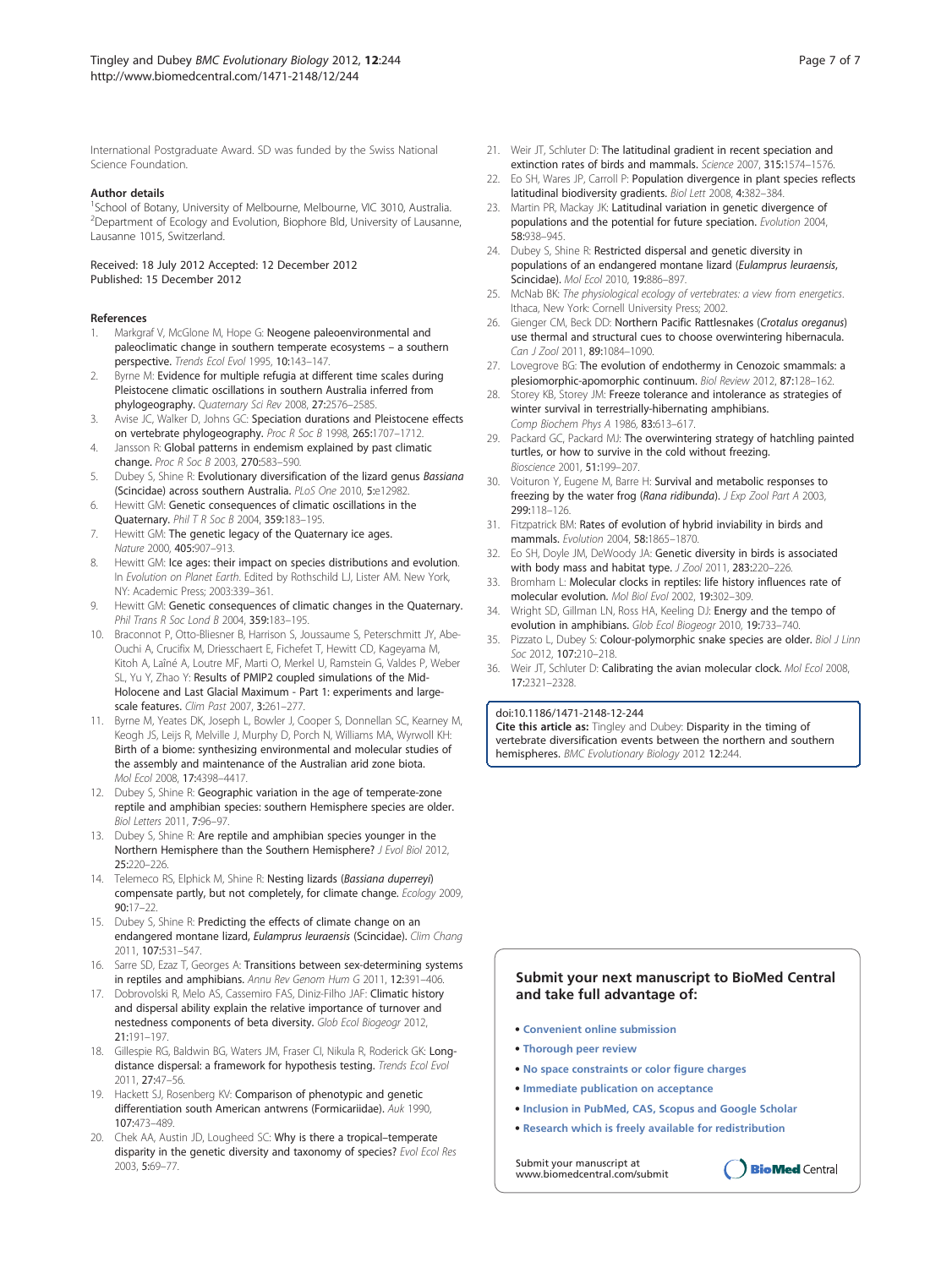International Postgraduate Award. SD was funded by the Swiss National Science Foundation.

#### Author details

[1]School of Botany, University of Melbourne, Melbourne, VIC 3010, Australia. [2]Department of Ecology and Evolution, Biophore Bld, University of Lausanne, Lausanne 1015, Switzerland.

Received: 18 July 2012 Accepted: 12 December 2012
Published: 15 December 2012

#### References

1. Markgraf V, McGlone M, Hope G: **Neogene paleoenvironmental and paleoclimatic change in southern temperate ecosystems – a southern perspective.** *Trends Ecol Evol* 1995, **10**:143–147.
2. Byrne M: **Evidence for multiple refugia at different time scales during Pleistocene climatic oscillations in southern Australia inferred from phylogeography.** *Quaternary Sci Rev* 2008, **27**:2576–2585.
3. Avise JC, Walker D, Johns GC: **Speciation durations and Pleistocene effects on vertebrate phylogeography.** *Proc R Soc B* 1998, **265**:1707–1712.
4. Jansson R: **Global patterns in endemism explained by past climatic change.** *Proc R Soc B* 2003, **270**:583–590.
5. Dubey S, Shine R: **Evolutionary diversification of the lizard genus *Bassiana* (Scincidae) across southern Australia.** *PLoS One* 2010, **5**:e12982.
6. Hewitt GM: **Genetic consequences of climatic oscillations in the Quaternary.** *Phil T R Soc B* 2004, **359**:183–195.
7. Hewitt GM: **The genetic legacy of the Quaternary ice ages.** *Nature* 2000, **405**:907–913.
8. Hewitt GM: **Ice ages: their impact on species distributions and evolution.** In *Evolution on Planet Earth*. Edited by Rothschild LJ, Lister AM. New York, NY: Academic Press; 2003:339–361.
9. Hewitt GM: **Genetic consequences of climatic changes in the Quaternary.** *Phil Trans R Soc Lond B* 2004, **359**:183–195.
10. Braconnot P, Otto-Bliesner B, Harrison S, Joussaume S, Peterschmitt JY, Abe-Ouchi A, Crucifix M, Driesschaert E, Fichefet T, Hewitt CD, Kageyama M, Kitoh A, Laîné A, Loutre MF, Marti O, Merkel U, Ramstein G, Valdes P, Weber SL, Yu Y, Zhao Y: **Results of PMIP2 coupled simulations of the Mid-Holocene and Last Glacial Maximum - Part 1: experiments and large-scale features.** *Clim Past* 2007, **3**:261–277.
11. Byrne M, Yeates DK, Joseph L, Bowler J, Cooper S, Donnellan SC, Kearney M, Keogh JS, Leijs R, Melville J, Murphy D, Porch N, Williams MA, Wyrwoll KH: **Birth of a biome: synthesizing environmental and molecular studies of the assembly and maintenance of the Australian arid zone biota.** *Mol Ecol* 2008, **17**:4398–4417.
12. Dubey S, Shine R: **Geographic variation in the age of temperate-zone reptile and amphibian species: southern Hemisphere species are older.** *Biol Letters* 2011, **7**:96–97.
13. Dubey S, Shine R: **Are reptile and amphibian species younger in the Northern Hemisphere than the Southern Hemisphere?** *J Evol Biol* 2012, **25**:220–226.
14. Telemeco RS, Elphick M, Shine R: **Nesting lizards (*Bassiana duperreyi*) compensate partly, but not completely, for climate change.** *Ecology* 2009, **90**:17–22.
15. Dubey S, Shine R: **Predicting the effects of climate change on an endangered montane lizard, *Eulamprus leuraensis* (Scincidae).** *Clim Chang* 2011, **107**:531–547.
16. Sarre SD, Ezaz T, Georges A: **Transitions between sex-determining systems in reptiles and amphibians.** *Annu Rev Genom Hum G* 2011, **12**:391–406.
17. Dobrovolski R, Melo AS, Cassemiro FAS, Diniz-Filho JAF: **Climatic history and dispersal ability explain the relative importance of turnover and nestedness components of beta diversity.** *Glob Ecol Biogeogr* 2012, **21**:191–197.
18. Gillespie RG, Baldwin BG, Waters JM, Fraser CI, Nikula R, Roderick GK: **Long-distance dispersal: a framework for hypothesis testing.** *Trends Ecol Evol* 2011, **27**:47–56.
19. Hackett SJ, Rosenberg KV: **Comparison of phenotypic and genetic differentiation south American antwrens (Formicariidae).** *Auk* 1990, **107**:473–489.
20. Chek AA, Austin JD, Lougheed SC: **Why is there a tropical–temperate disparity in the genetic diversity and taxonomy of species?** *Evol Ecol Res* 2003, **5**:69–77.
21. Weir JT, Schluter D: **The latitudinal gradient in recent speciation and extinction rates of birds and mammals.** *Science* 2007, **315**:1574–1576.
22. Eo SH, Wares JP, Carroll P: **Population divergence in plant species reflects latitudinal biodiversity gradients.** *Biol Lett* 2008, **4**:382–384.
23. Martin PR, Mackay JK: **Latitudinal variation in genetic divergence of populations and the potential for future speciation.** *Evolution* 2004, **58**:938–945.
24. Dubey S, Shine R: **Restricted dispersal and genetic diversity in populations of an endangered montane lizard (*Eulamprus leuraensis*, Scincidae).** *Mol Ecol* 2010, **19**:886–897.
25. McNab BK: *The physiological ecology of vertebrates: a view from energetics*. Ithaca, New York: Cornell University Press; 2002.
26. Gienger CM, Beck DD: **Northern Pacific Rattlesnakes (*Crotalus oreganus*) use thermal and structural cues to choose overwintering hibernacula.** *Can J Zool* 2011, **89**:1084–1090.
27. Lovegrove BG: **The evolution of endothermy in Cenozoic smammals: a plesiomorphic-apomorphic continuum.** *Biol Review* 2012, **87**:128–162.
28. Storey KB, Storey JM: **Freeze tolerance and intolerance as strategies of winter survival in terrestrially-hibernating amphibians.** *Comp Biochem Phys A* 1986, **83**:613–617.
29. Packard GC, Packard MJ: **The overwintering strategy of hatchling painted turtles, or how to survive in the cold without freezing.** *Bioscience* 2001, **51**:199–207.
30. Voituron Y, Eugene M, Barre H: **Survival and metabolic responses to freezing by the water frog (*Rana ridibunda*).** *J Exp Zool Part A* 2003, **299**:118–126.
31. Fitzpatrick BM: **Rates of evolution of hybrid inviability in birds and mammals.** *Evolution* 2004, **58**:1865–1870.
32. Eo SH, Doyle JM, DeWoody JA: **Genetic diversity in birds is associated with body mass and habitat type.** *J Zool* 2011, **283**:220–226.
33. Bromham L: **Molecular clocks in reptiles: life history influences rate of molecular evolution.** *Mol Biol Evol* 2002, **19**:302–309.
34. Wright SD, Gillman LN, Ross HA, Keeling DJ: **Energy and the tempo of evolution in amphibians.** *Glob Ecol Biogeogr* 2010, **19**:733–740.
35. Pizzato L, Dubey S: **Colour-polymorphic snake species are older.** *Biol J Linn Soc* 2012, **107**:210–218.
36. Weir JT, Schluter D: **Calibrating the avian molecular clock.** *Mol Ecol* 2008, **17**:2321–2328.

doi:10.1186/1471-2148-12-244
**Cite this article as:** Tingley and Dubey: Disparity in the timing of vertebrate diversification events between the northern and southern hemispheres. *BMC Evolutionary Biology* 2012 **12**:244.

**Submit your next manuscript to BioMed Central and take full advantage of:**

- **Convenient online submission**
- **Thorough peer review**
- **No space constraints or color figure charges**
- **Immediate publication on acceptance**
- **Inclusion in PubMed, CAS, Scopus and Google Scholar**
- **Research which is freely available for redistribution**

Submit your manuscript at
www.biomedcentral.com/submit

BioMed Central